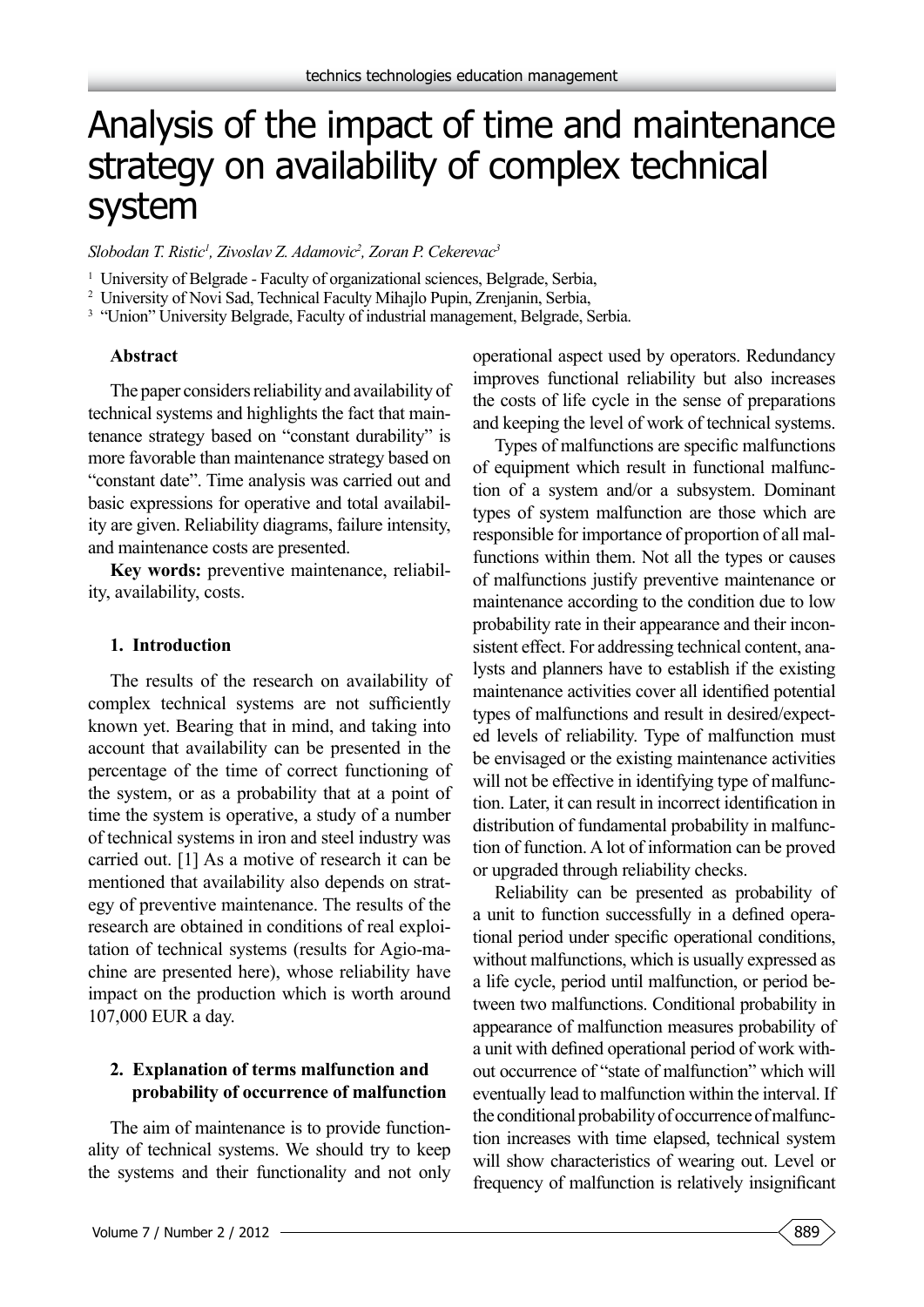# Analysis of the impact of time and maintenance strategy on availability of complex technical system

*Slobodan T. Ristic[1], Zivoslav Z. Adamovic[2], Zoran P. Cekerevac[3]*

[1] University of Belgrade - Faculty of organizational sciences, Belgrade, Serbia,
[2] University of Novi Sad, Technical Faculty Mihajlo Pupin, Zrenjanin, Serbia,
[3] "Union" University Belgrade, Faculty of industrial management, Belgrade, Serbia.

**Abstract**

The paper considers reliability and availability of technical systems and highlights the fact that maintenance strategy based on "constant durability" is more favorable than maintenance strategy based on "constant date". Time analysis was carried out and basic expressions for operative and total availability are given. Reliability diagrams, failure intensity, and maintenance costs are presented.

**Key words:** preventive maintenance, reliability, availability, costs.

## 1. Introduction

The results of the research on availability of complex technical systems are not sufficiently known yet. Bearing that in mind, and taking into account that availability can be presented in the percentage of the time of correct functioning of the system, or as a probability that at a point of time the system is operative, a study of a number of technical systems in iron and steel industry was carried out. [1] As a motive of research it can be mentioned that availability also depends on strategy of preventive maintenance. The results of the research are obtained in conditions of real exploitation of technical systems (results for Agio-machine are presented here), whose reliability have impact on the production which is worth around 107,000 EUR a day.

## 2. Explanation of terms malfunction and probability of occurrence of malfunction

The aim of maintenance is to provide functionality of technical systems. We should try to keep the systems and their functionality and not only operational aspect used by operators. Redundancy improves functional reliability but also increases the costs of life cycle in the sense of preparations and keeping the level of work of technical systems.

Types of malfunctions are specific malfunctions of equipment which result in functional malfunction of a system and/or a subsystem. Dominant types of system malfunction are those which are responsible for importance of proportion of all malfunctions within them. Not all the types or causes of malfunctions justify preventive maintenance or maintenance according to the condition due to low probability rate in their appearance and their inconsistent effect. For addressing technical content, analysts and planners have to establish if the existing maintenance activities cover all identified potential types of malfunctions and result in desired/expected levels of reliability. Type of malfunction must be envisaged or the existing maintenance activities will not be effective in identifying type of malfunction. Later, it can result in incorrect identification in distribution of fundamental probability in malfunction of function. A lot of information can be proved or upgraded through reliability checks.

Reliability can be presented as probability of a unit to function successfully in a defined operational period under specific operational conditions, without malfunctions, which is usually expressed as a life cycle, period until malfunction, or period between two malfunctions. Conditional probability in appearance of malfunction measures probability of a unit with defined operational period of work without occurrence of "state of malfunction" which will eventually lead to malfunction within the interval. If the conditional probability of occurrence of malfunction increases with time elapsed, technical system will show characteristics of wearing out. Level or frequency of malfunction is relatively insignificant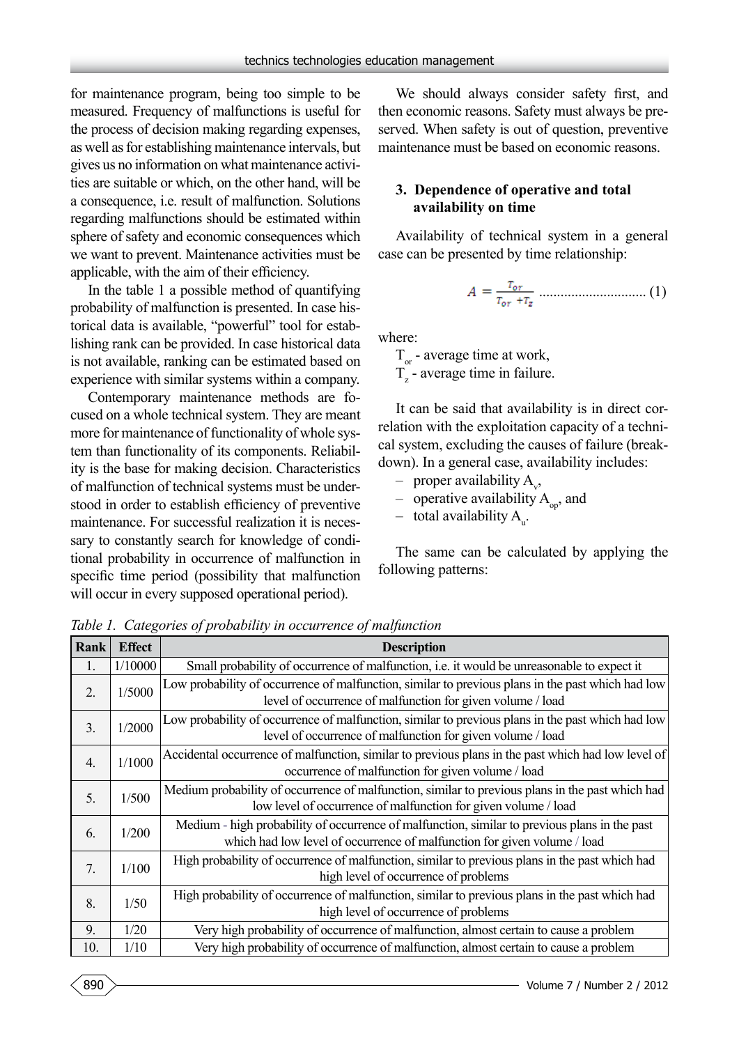for maintenance program, being too simple to be measured. Frequency of malfunctions is useful for the process of decision making regarding expenses, as well as for establishing maintenance intervals, but gives us no information on what maintenance activities are suitable or which, on the other hand, will be a consequence, i.e. result of malfunction. Solutions regarding malfunctions should be estimated within sphere of safety and economic consequences which we want to prevent. Maintenance activities must be applicable, with the aim of their efficiency.

In the table 1 a possible method of quantifying probability of malfunction is presented. In case historical data is available, "powerful" tool for establishing rank can be provided. In case historical data is not available, ranking can be estimated based on experience with similar systems within a company.

Contemporary maintenance methods are focused on a whole technical system. They are meant more for maintenance of functionality of whole system than functionality of its components. Reliability is the base for making decision. Characteristics of malfunction of technical systems must be understood in order to establish efficiency of preventive maintenance. For successful realization it is necessary to constantly search for knowledge of conditional probability in occurrence of malfunction in specific time period (possibility that malfunction will occur in every supposed operational period).

We should always consider safety first, and then economic reasons. Safety must always be preserved. When safety is out of question, preventive maintenance must be based on economic reasons.

### 3. Dependence of operative and total availability on time

Availability of technical system in a general case can be presented by time relationship:

$$A = \frac{T_{or}}{T_{or} + T_z} \quad (1)$$

where:

$T_{or}$ - average time at work,
$T_z$ - average time in failure.

It can be said that availability is in direct correlation with the exploitation capacity of a technical system, excluding the causes of failure (breakdown). In a general case, availability includes:

- proper availability $A_v$,
- operative availability $A_{op}$, and
- total availability $A_u$.

The same can be calculated by applying the following patterns:

*Table 1. Categories of probability in occurrence of malfunction*

| Rank | Effect | Description |
|---|---|---|
| 1. | 1/10000 | Small probability of occurrence of malfunction, i.e. it would be unreasonable to expect it |
| 2. | 1/5000 | Low probability of occurrence of malfunction, similar to previous plans in the past which had low level of occurrence of malfunction for given volume / load |
| 3. | 1/2000 | Low probability of occurrence of malfunction, similar to previous plans in the past which had low level of occurrence of malfunction for given volume / load |
| 4. | 1/1000 | Accidental occurrence of malfunction, similar to previous plans in the past which had low level of occurrence of malfunction for given volume / load |
| 5. | 1/500 | Medium probability of occurrence of malfunction, similar to previous plans in the past which had low level of occurrence of malfunction for given volume / load |
| 6. | 1/200 | Medium - high probability of occurrence of malfunction, similar to previous plans in the past which had low level of occurrence of malfunction for given volume / load |
| 7. | 1/100 | High probability of occurrence of malfunction, similar to previous plans in the past which had high level of occurrence of problems |
| 8. | 1/50 | High probability of occurrence of malfunction, similar to previous plans in the past which had high level of occurrence of problems |
| 9. | 1/20 | Very high probability of occurrence of malfunction, almost certain to cause a problem |
| 10. | 1/10 | Very high probability of occurrence of malfunction, almost certain to cause a problem |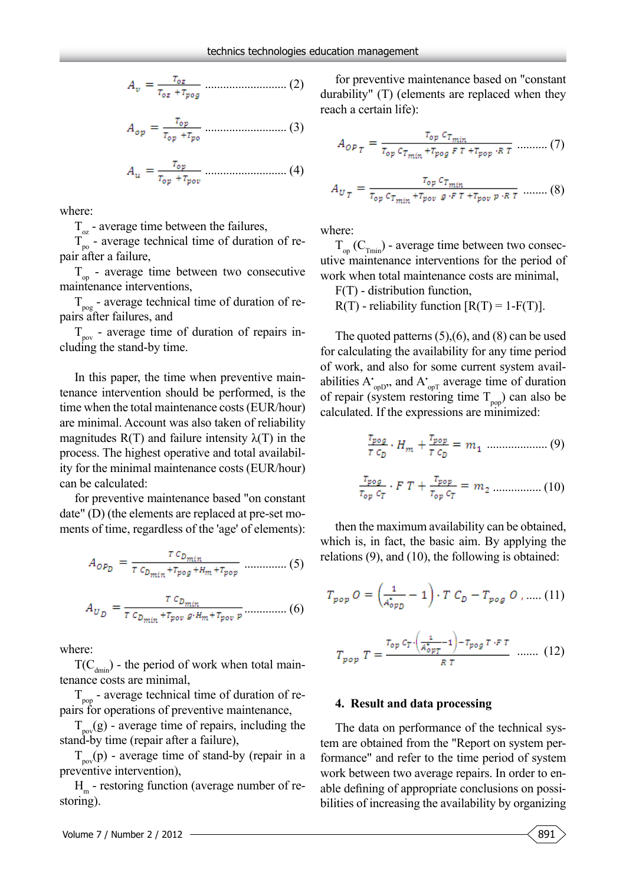$$A_v = \frac{T_{oz}}{T_{oz} + T_{pog}} \quad (2)$$

$$A_{op} = \frac{T_{op}}{T_{op} + T_{po}} \quad (3)$$

$$A_u = \frac{T_{op}}{T_{op} + T_{pov}} \quad (4)$$

where:

$T_{oz}$ - average time between the failures,

$T_{po}$ - average technical time of duration of repair after a failure,

$T_{op}$ - average time between two consecutive maintenance interventions,

$T_{pog}$ - average technical time of duration of repairs after failures, and

$T_{pov}$ - average time of duration of repairs including the stand-by time.

In this paper, the time when preventive maintenance intervention should be performed, is the time when the total maintenance costs (EUR/hour) are minimal. Account was also taken of reliability magnitudes R(T) and failure intensity λ(T) in the process. The highest operative and total availability for the minimal maintenance costs (EUR/hour) can be calculated:

for preventive maintenance based "on constant date" (D) (the elements are replaced at pre-set moments of time, regardless of the 'age' of elements):

$$A_{OP_D} = \frac{T\,C_{D_{min}}}{T\,C_{D_{min}} + T_{pog} + H_m + T_{pop}} \quad (5)$$

$$A_{U_D} = \frac{T\,C_{D_{min}}}{T\,C_{D_{min}} + T_{pov}\,g \cdot H_m + T_{pov}\,p} \quad (6)$$

where:

$T(C_{dmin})$ - the period of work when total maintenance costs are minimal,

$T_{pop}$ - average technical time of duration of repairs for operations of preventive maintenance,

$T_{pov}(g)$ - average time of repairs, including the stand-by time (repair after a failure),

$T_{pov}(p)$ - average time of stand-by (repair in a preventive intervention),

$H_m$ - restoring function (average number of restoring).

for preventive maintenance based on "constant durability" (T) (elements are replaced when they reach a certain life):

$$A_{OP_T} = \frac{T_{op}\,C_{T_{min}}}{T_{op}\,C_{T_{min}} + T_{pog}\,F\,T + T_{pop} \cdot R\,T} \quad (7)$$

$$A_{U_T} = \frac{T_{op}\,C_{T_{min}}}{T_{op}\,C_{T_{min}} + T_{pov}\,g \cdot F\,T + T_{pov}\,p \cdot R\,T} \quad (8)$$

where:

$T_{op}$ ($C_{Tmin}$) - average time between two consecutive maintenance interventions for the period of work when total maintenance costs are minimal,

F(T) - distribution function,

R(T) - reliability function [R(T) = 1-F(T)].

The quoted patterns (5),(6), and (8) can be used for calculating the availability for any time period of work, and also for some current system availabilities $A^{\bullet}_{opD}$, and $A^{\bullet}_{opT}$ average time of duration of repair (system restoring time $T_{pop}$) can also be calculated. If the expressions are minimized:

$$\frac{T_{pog}}{T\,C_D} \cdot H_m + \frac{T_{pop}}{T\,C_D} = m_1 \quad (9)$$

$$\frac{T_{pog}}{T_{op}\,C_T} \cdot F\,T + \frac{T_{pop}}{T_{op}\,C_T} = m_2 \quad (10)$$

then the maximum availability can be obtained, which is, in fact, the basic aim. By applying the relations (9), and (10), the following is obtained:

$$T_{pop}\,O = \left(\frac{1}{A^{\bullet}_{opD}} - 1\right) \cdot T\,C_D - T_{pog}\,O \quad (11)$$

$$T_{pop}\,T = \frac{T_{op}\,C_T \cdot \left(\frac{1}{A^{\bullet}_{opT}} - 1\right) - T_{pog}\,T \cdot F\,T}{R\,T} \quad (12)$$

## 4. Result and data processing

The data on performance of the technical system are obtained from the "Report on system performance" and refer to the time period of system work between two average repairs. In order to enable defining of appropriate conclusions on possibilities of increasing the availability by organizing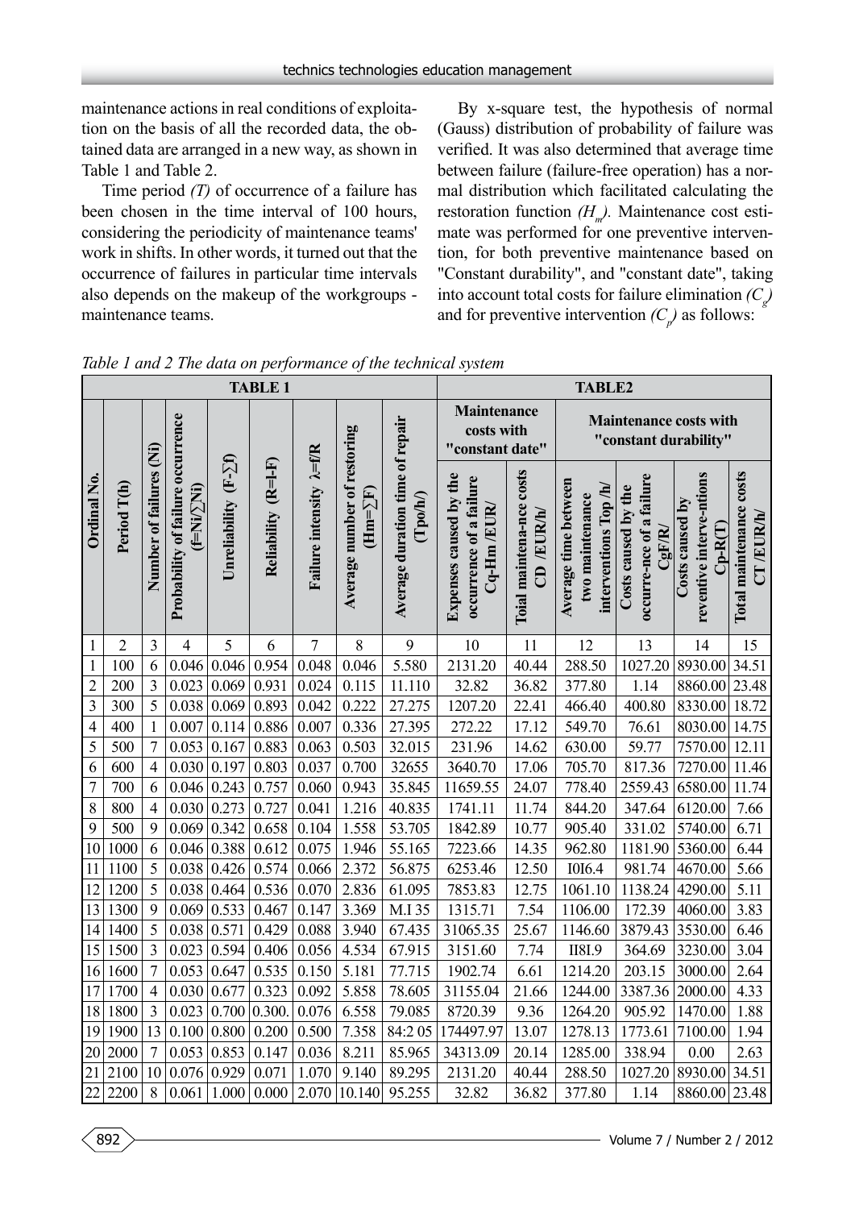maintenance actions in real conditions of exploitation on the basis of all the recorded data, the obtained data are arranged in a new way, as shown in Table 1 and Table 2.

Time period *(T)* of occurrence of a failure has been chosen in the time interval of 100 hours, considering the periodicity of maintenance teams' work in shifts. In other words, it turned out that the occurrence of failures in particular time intervals also depends on the makeup of the workgroups - maintenance teams.

By x-square test, the hypothesis of normal (Gauss) distribution of probability of failure was verified. It was also determined that average time between failure (failure-free operation) has a normal distribution which facilitated calculating the restoration function $(H_m)$. Maintenance cost estimate was performed for one preventive intervention, for both preventive maintenance based on "Constant durability", and "constant date", taking into account total costs for failure elimination $(C_g)$ and for preventive intervention $(C_p)$ as follows:

*Table 1 and 2 The data on performance of the technical system*

| TABLE 1 | | | | | | | | | TABLE2 | | | | | |
|---|---|---|---|---|---|---|---|---|---|---|---|---|---|---|
| | | | | | | | | | Maintenance costs with "constant date" | | Maintenance costs with "constant durability" | | | |
| Ordinal No. | Period T(h) | Number of failures (Ni) | Probability of failure occurrence (f=Ni/∑Ni) | Unreliability (F-∑f) | Reliability (R=l-F) | Failure intensity λ=f/R | Average number of restoring (Hm=∑F) | Average duration time of repair (Tpo/h/) | Expenses caused by the occurrence of a failure Cq-Hm /EUR/ | Total maintena-nce costs CD /EUR/h/ | Average time between two maintenance interventions Top /h/ | Costs caused by the occurre-nce of a failure CgF/R/ | Costs caused by reventive interve-ntions Cp-R(T) | Total maintenance costs CT /EUR/h/ |
| 1 | 2 | 3 | 4 | 5 | 6 | 7 | 8 | 9 | 10 | 11 | 12 | 13 | 14 | 15 |
| 1 | 100 | 6 | 0.046 | 0.046 | 0.954 | 0.048 | 0.046 | 5.580 | 2131.20 | 40.44 | 288.50 | 1027.20 | 8930.00 | 34.51 |
| 2 | 200 | 3 | 0.023 | 0.069 | 0.931 | 0.024 | 0.115 | 11.110 | 32.82 | 36.82 | 377.80 | 1.14 | 8860.00 | 23.48 |
| 3 | 300 | 5 | 0.038 | 0.069 | 0.893 | 0.042 | 0.222 | 27.275 | 1207.20 | 22.41 | 466.40 | 400.80 | 8330.00 | 18.72 |
| 4 | 400 | 1 | 0.007 | 0.114 | 0.886 | 0.007 | 0.336 | 27.395 | 272.22 | 17.12 | 549.70 | 76.61 | 8030.00 | 14.75 |
| 5 | 500 | 7 | 0.053 | 0.167 | 0.883 | 0.063 | 0.503 | 32.015 | 231.96 | 14.62 | 630.00 | 59.77 | 7570.00 | 12.11 |
| 6 | 600 | 4 | 0.030 | 0.197 | 0.803 | 0.037 | 0.700 | 32655 | 3640.70 | 17.06 | 705.70 | 817.36 | 7270.00 | 11.46 |
| 7 | 700 | 6 | 0.046 | 0.243 | 0.757 | 0.060 | 0.943 | 35.845 | 11659.55 | 24.07 | 778.40 | 2559.43 | 6580.00 | 11.74 |
| 8 | 800 | 4 | 0.030 | 0.273 | 0.727 | 0.041 | 1.216 | 40.835 | 1741.11 | 11.74 | 844.20 | 347.64 | 6120.00 | 7.66 |
| 9 | 500 | 9 | 0.069 | 0.342 | 0.658 | 0.104 | 1.558 | 53.705 | 1842.89 | 10.77 | 905.40 | 331.02 | 5740.00 | 6.71 |
| 10 | 1000 | 6 | 0.046 | 0.388 | 0.612 | 0.075 | 1.946 | 55.165 | 7223.66 | 14.35 | 962.80 | 1181.90 | 5360.00 | 6.44 |
| 11 | 1100 | 5 | 0.038 | 0.426 | 0.574 | 0.066 | 2.372 | 56.875 | 6253.46 | 12.50 | I0I6.4 | 981.74 | 4670.00 | 5.66 |
| 12 | 1200 | 5 | 0.038 | 0.464 | 0.536 | 0.070 | 2.836 | 61.095 | 7853.83 | 12.75 | 1061.10 | 1138.24 | 4290.00 | 5.11 |
| 13 | 1300 | 9 | 0.069 | 0.533 | 0.467 | 0.147 | 3.369 | M.I 35 | 1315.71 | 7.54 | 1106.00 | 172.39 | 4060.00 | 3.83 |
| 14 | 1400 | 5 | 0.038 | 0.571 | 0.429 | 0.088 | 3.940 | 67.435 | 31065.35 | 25.67 | 1146.60 | 3879.43 | 3530.00 | 6.46 |
| 15 | 1500 | 3 | 0.023 | 0.594 | 0.406 | 0.056 | 4.534 | 67.915 | 3151.60 | 7.74 | II8I.9 | 364.69 | 3230.00 | 3.04 |
| 16 | 1600 | 7 | 0.053 | 0.647 | 0.535 | 0.150 | 5.181 | 77.715 | 1902.74 | 6.61 | 1214.20 | 203.15 | 3000.00 | 2.64 |
| 17 | 1700 | 4 | 0.030 | 0.677 | 0.323 | 0.092 | 5.858 | 78.605 | 31155.04 | 21.66 | 1244.00 | 3387.36 | 2000.00 | 4.33 |
| 18 | 1800 | 3 | 0.023 | 0.700 | 0.300. | 0.076 | 6.558 | 79.085 | 8720.39 | 9.36 | 1264.20 | 905.92 | 1470.00 | 1.88 |
| 19 | 1900 | 13 | 0.100 | 0.800 | 0.200 | 0.500 | 7.358 | 84:2 05 | 174497.97 | 13.07 | 1278.13 | 1773.61 | 7100.00 | 1.94 |
| 20 | 2000 | 7 | 0.053 | 0.853 | 0.147 | 0.036 | 8.211 | 85.965 | 34313.09 | 20.14 | 1285.00 | 338.94 | 0.00 | 2.63 |
| 21 | 2100 | 10 | 0.076 | 0.929 | 0.071 | 1.070 | 9.140 | 89.295 | 2131.20 | 40.44 | 288.50 | 1027.20 | 8930.00 | 34.51 |
| 22 | 2200 | 8 | 0.061 | 1.000 | 0.000 | 2.070 | 10.140 | 95.255 | 32.82 | 36.82 | 377.80 | 1.14 | 8860.00 | 23.48 |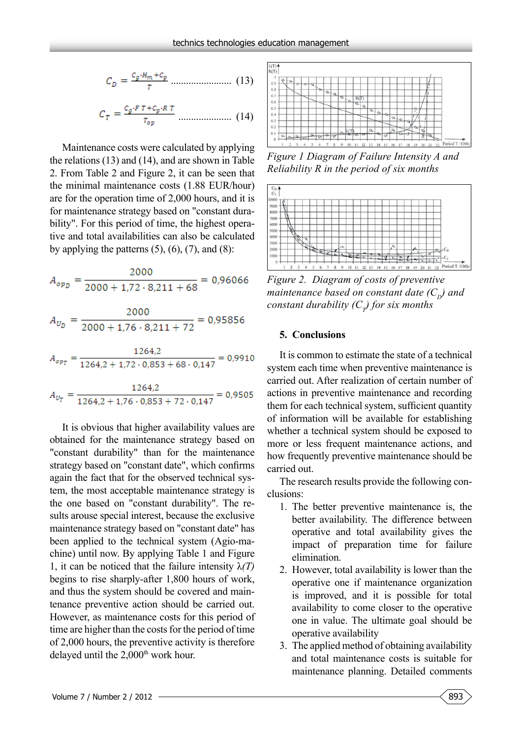$$C_D = \frac{C_g \cdot H_m + C_p}{T} \quad \text{.......................} \quad (13)$$

$$C_T = \frac{C_g \cdot F\,T + C_p \cdot R\,T}{T_{op}} \quad \text{....................} \quad (14)$$

Maintenance costs were calculated by applying the relations (13) and (14), and are shown in Table 2. From Table 2 and Figure 2, it can be seen that the minimal maintenance costs (1.88 EUR/hour) are for the operation time of 2,000 hours, and it is for maintenance strategy based on "constant durability". For this period of time, the highest operative and total availabilities can also be calculated by applying the patterns (5), (6), (7), and (8):

$$A_{op_D} = \frac{2000}{2000 + 1{,}72 \cdot 8{,}211 + 68} = 0{,}96066$$

$$A_{U_D} = \frac{2000}{2000 + 1{,}76 \cdot 8{,}211 + 72} = 0{,}95856$$

$$A_{op_T} = \frac{1264{,}2}{1264{,}2 + 1{,}72 \cdot 0{,}853 + 68 \cdot 0{,}147} = 0{,}9910$$

$$A_{U_T} = \frac{1264{,}2}{1264{,}2 + 1{,}76 \cdot 0{,}853 + 72 \cdot 0{,}147} = 0{,}9505$$

It is obvious that higher availability values are obtained for the maintenance strategy based on "constant durability" than for the maintenance strategy based on "constant date", which confirms again the fact that for the observed technical system, the most acceptable maintenance strategy is the one based on "constant durability". The results arouse special interest, because the exclusive maintenance strategy based on "constant date" has been applied to the technical system (Agio-machine) until now. By applying Table 1 and Figure 1, it can be noticed that the failure intensity $\lambda(T)$ begins to rise sharply-after 1,800 hours of work, and thus the system should be covered and maintenance preventive action should be carried out. However, as maintenance costs for this period of time are higher than the costs for the period of time of 2,000 hours, the preventive activity is therefore delayed until the 2,000th work hour.

*Figure 1 Diagram of Failure Intensity A and Reliability R in the period of six months*

*Figure 2. Diagram of costs of preventive maintenance based on constant date ($C_D$) and constant durability ($C_T$) for six months*

## 5. Conclusions

It is common to estimate the state of a technical system each time when preventive maintenance is carried out. After realization of certain number of actions in preventive maintenance and recording them for each technical system, sufficient quantity of information will be available for establishing whether a technical system should be exposed to more or less frequent maintenance actions, and how frequently preventive maintenance should be carried out.

The research results provide the following conclusions:

1. The better preventive maintenance is, the better availability. The difference between operative and total availability gives the impact of preparation time for failure elimination.
2. However, total availability is lower than the operative one if maintenance organization is improved, and it is possible for total availability to come closer to the operative one in value. The ultimate goal should be operative availability
3. The applied method of obtaining availability and total maintenance costs is suitable for maintenance planning. Detailed comments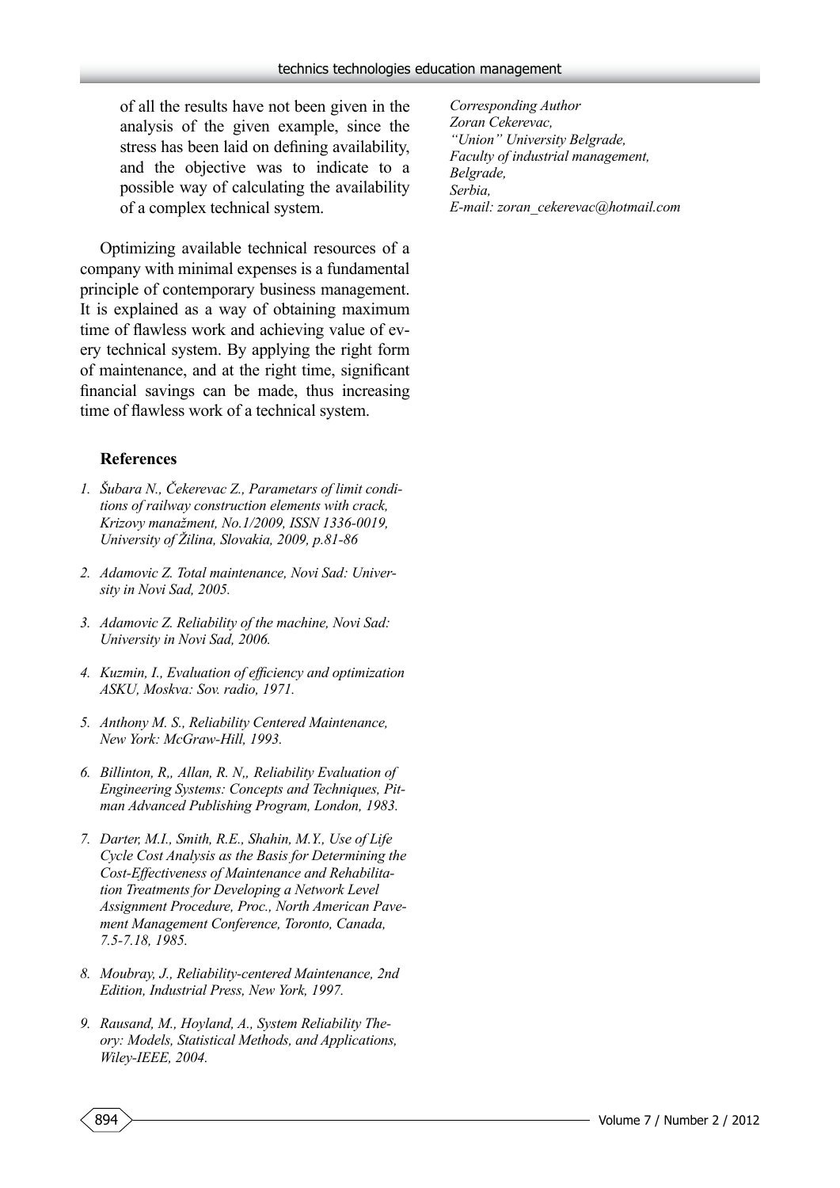of all the results have not been given in the analysis of the given example, since the stress has been laid on defining availability, and the objective was to indicate to a possible way of calculating the availability of a complex technical system.

Optimizing available technical resources of a company with minimal expenses is a fundamental principle of contemporary business management. It is explained as a way of obtaining maximum time of flawless work and achieving value of every technical system. By applying the right form of maintenance, and at the right time, significant financial savings can be made, thus increasing time of flawless work of a technical system.

## References

1. *Šubara N., Čekerevac Z., Parametars of limit conditions of railway construction elements with crack, Krizovy manažment, No.1/2009, ISSN 1336-0019, University of Žilina, Slovakia, 2009, p.81-86*
2. *Adamovic Z. Total maintenance, Novi Sad: University in Novi Sad, 2005.*
3. *Adamovic Z. Reliability of the machine, Novi Sad: University in Novi Sad, 2006.*
4. *Kuzmin, I., Evaluation of efficiency and optimization ASKU, Moskva: Sov. radio, 1971.*
5. *Anthony M. S., Reliability Centered Maintenance, New York: McGraw-Hill, 1993.*
6. *Billinton, R,, Allan, R. N,, Reliability Evaluation of Engineering Systems: Concepts and Techniques, Pitman Advanced Publishing Program, London, 1983.*
7. *Darter, M.I., Smith, R.E., Shahin, M.Y., Use of Life Cycle Cost Analysis as the Basis for Determining the Cost-Effectiveness of Maintenance and Rehabilitation Treatments for Developing a Network Level Assignment Procedure, Proc., North American Pavement Management Conference, Toronto, Canada, 7.5-7.18, 1985.*
8. *Moubray, J., Reliability-centered Maintenance, 2nd Edition, Industrial Press, New York, 1997.*
9. *Rausand, M., Hoyland, A., System Reliability Theory: Models, Statistical Methods, and Applications, Wiley-IEEE, 2004.*

*Corresponding Author*
*Zoran Cekerevac,*
*"Union" University Belgrade,*
*Faculty of industrial management,*
*Belgrade,*
*Serbia,*
*E-mail: zoran_cekerevac@hotmail.com*